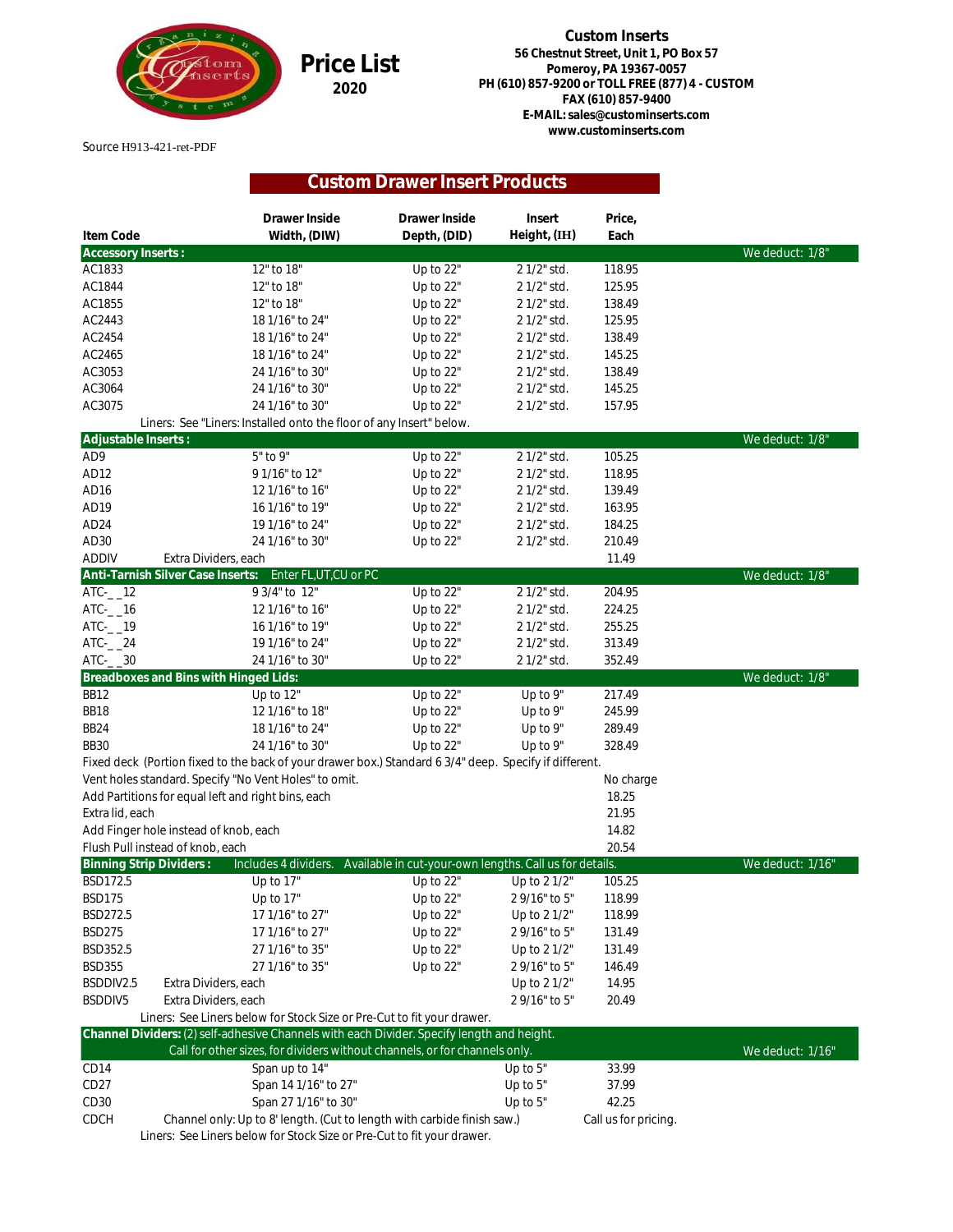# Price List
2020

**Custom Inserts**
**56 Chestnut Street, Unit 1, PO Box 57**
**Pomeroy, PA 19367-0057**
**PH (610) 857-9200 or TOLL FREE (877) 4 - CUSTOM**
**FAX (610) 857-9400**
**E-MAIL: sales@custominserts.com**
**www.custominserts.com**

Source H913-421-ret-PDF

## Custom Drawer Insert Products

| Item Code | Drawer Inside Width, (DIW) | Drawer Inside Depth, (DID) | Insert Height, (IH) | Price, Each | |
|---|---|---|---|---|---|
| **Accessory Inserts :** | | | | | We deduct: 1/8" |
| AC1833 | 12" to 18" | Up to 22" | 2 1/2" std. | 118.95 | |
| AC1844 | 12" to 18" | Up to 22" | 2 1/2" std. | 125.95 | |
| AC1855 | 12" to 18" | Up to 22" | 2 1/2" std. | 138.49 | |
| AC2443 | 18 1/16" to 24" | Up to 22" | 2 1/2" std. | 125.95 | |
| AC2454 | 18 1/16" to 24" | Up to 22" | 2 1/2" std. | 138.49 | |
| AC2465 | 18 1/16" to 24" | Up to 22" | 2 1/2" std. | 145.25 | |
| AC3053 | 24 1/16" to 30" | Up to 22" | 2 1/2" std. | 138.49 | |
| AC3064 | 24 1/16" to 30" | Up to 22" | 2 1/2" std. | 145.25 | |
| AC3075 | 24 1/16" to 30" | Up to 22" | 2 1/2" std. | 157.95 | |
| Liners: See "Liners: Installed onto the floor of any Insert" below. | | | | | |
| **Adjustable Inserts :** | | | | | We deduct: 1/8" |
| AD9 | 5" to 9" | Up to 22" | 2 1/2" std. | 105.25 | |
| AD12 | 9 1/16" to 12" | Up to 22" | 2 1/2" std. | 118.95 | |
| AD16 | 12 1/16" to 16" | Up to 22" | 2 1/2" std. | 139.49 | |
| AD19 | 16 1/16" to 19" | Up to 22" | 2 1/2" std. | 163.95 | |
| AD24 | 19 1/16" to 24" | Up to 22" | 2 1/2" std. | 184.25 | |
| AD30 | 24 1/16" to 30" | Up to 22" | 2 1/2" std. | 210.49 | |
| ADDIV | Extra Dividers, each | | | 11.49 | |
| **Anti-Tarnish Silver Case Inserts:** Enter FL,UT,CU or PC | | | | | We deduct: 1/8" |
| ATC-_ _12 | 9 3/4" to 12" | Up to 22" | 2 1/2" std. | 204.95 | |
| ATC-_ _16 | 12 1/16" to 16" | Up to 22" | 2 1/2" std. | 224.25 | |
| ATC-_ _19 | 16 1/16" to 19" | Up to 22" | 2 1/2" std. | 255.25 | |
| ATC-_ _24 | 19 1/16" to 24" | Up to 22" | 2 1/2" std. | 313.49 | |
| ATC-_ _30 | 24 1/16" to 30" | Up to 22" | 2 1/2" std. | 352.49 | |
| **Breadboxes and Bins with Hinged Lids:** | | | | | We deduct: 1/8" |
| BB12 | Up to 12" | Up to 22" | Up to 9" | 217.49 | |
| BB18 | 12 1/16" to 18" | Up to 22" | Up to 9" | 245.99 | |
| BB24 | 18 1/16" to 24" | Up to 22" | Up to 9" | 289.49 | |
| BB30 | 24 1/16" to 30" | Up to 22" | Up to 9" | 328.49 | |
| Fixed deck (Portion fixed to the back of your drawer box.) Standard 6 3/4" deep. Specify if different. | | | | | |
| Vent holes standard. Specify "No Vent Holes" to omit. | | | | No charge | |
| Add Partitions for equal left and right bins, each | | | | 18.25 | |
| Extra lid, each | | | | 21.95 | |
| Add Finger hole instead of knob, each | | | | 14.82 | |
| Flush Pull instead of knob, each | | | | 20.54 | |
| **Binning Strip Dividers :** Includes 4 dividers. Available in cut-your-own lengths. Call us for details. | | | | | We deduct: 1/16" |
| BSD172.5 | Up to 17" | Up to 22" | Up to 2 1/2" | 105.25 | |
| BSD175 | Up to 17" | Up to 22" | 2 9/16" to 5" | 118.99 | |
| BSD272.5 | 17 1/16" to 27" | Up to 22" | Up to 2 1/2" | 118.99 | |
| BSD275 | 17 1/16" to 27" | Up to 22" | 2 9/16" to 5" | 131.49 | |
| BSD352.5 | 27 1/16" to 35" | Up to 22" | Up to 2 1/2" | 131.49 | |
| BSD355 | 27 1/16" to 35" | Up to 22" | 2 9/16" to 5" | 146.49 | |
| BSDDIV2.5 | Extra Dividers, each | | Up to 2 1/2" | 14.95 | |
| BSDDIV5 | Extra Dividers, each | | 2 9/16" to 5" | 20.49 | |
| Liners: See Liners below for Stock Size or Pre-Cut to fit your drawer. | | | | | |
| **Channel Dividers:** (2) self-adhesive Channels with each Divider. Specify length and height. Call for other sizes, for dividers without channels, or for channels only. | | | | | We deduct: 1/16" |
| CD14 | Span up to 14" | | Up to 5" | 33.99 | |
| CD27 | Span 14 1/16" to 27" | | Up to 5" | 37.99 | |
| CD30 | Span 27 1/16" to 30" | | Up to 5" | 42.25 | |
| CDCH | Channel only: Up to 8' length. (Cut to length with carbide finish saw.) | | | Call us for pricing. | |
| Liners: See Liners below for Stock Size or Pre-Cut to fit your drawer. | | | | | |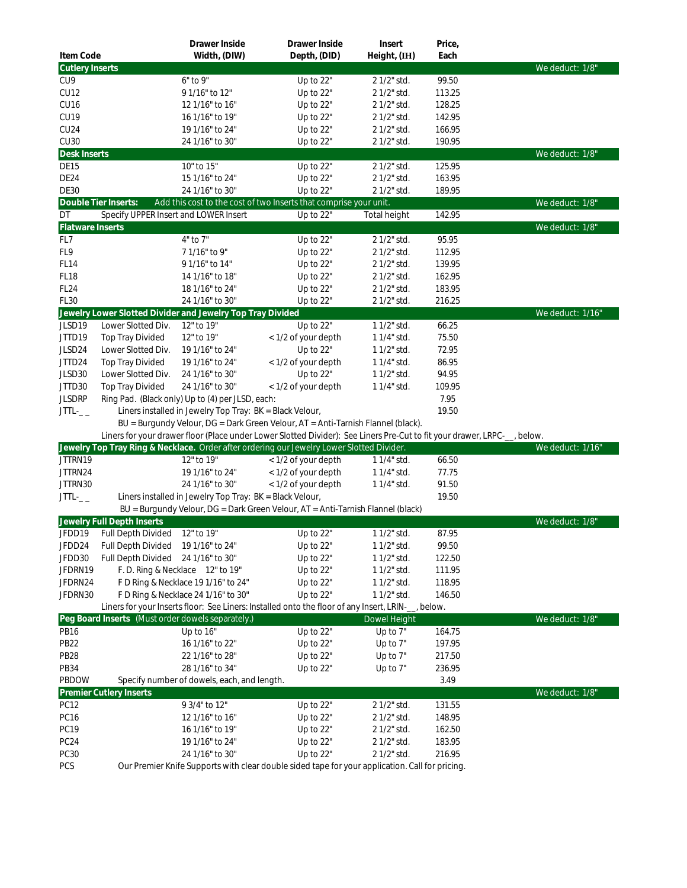| Item Code | | Drawer Inside Width, (DIW) | Drawer Inside Depth, (DID) | Insert Height, (IH) | Price, Each | |
|---|---|---|---|---|---|---|
| **Cutlery Inserts** | | | | | | We deduct: 1/8" |
| CU9 | | 6" to 9" | Up to 22" | 2 1/2" std. | 99.50 | |
| CU12 | | 9 1/16" to 12" | Up to 22" | 2 1/2" std. | 113.25 | |
| CU16 | | 12 1/16" to 16" | Up to 22" | 2 1/2" std. | 128.25 | |
| CU19 | | 16 1/16" to 19" | Up to 22" | 2 1/2" std. | 142.95 | |
| CU24 | | 19 1/16" to 24" | Up to 22" | 2 1/2" std. | 166.95 | |
| CU30 | | 24 1/16" to 30" | Up to 22" | 2 1/2" std. | 190.95 | |
| **Desk Inserts** | | | | | | We deduct: 1/8" |
| DE15 | | 10" to 15" | Up to 22" | 2 1/2" std. | 125.95 | |
| DE24 | | 15 1/16" to 24" | Up to 22" | 2 1/2" std. | 163.95 | |
| DE30 | | 24 1/16" to 30" | Up to 22" | 2 1/2" std. | 189.95 | |
| **Double Tier Inserts:** | Add this cost to the cost of two Inserts that comprise your unit. | | | | | We deduct: 1/8" |
| DT | Specify UPPER Insert and LOWER Insert | | Up to 22" | Total height | 142.95 | |
| **Flatware Inserts** | | | | | | We deduct: 1/8" |
| FL7 | | 4" to 7" | Up to 22" | 2 1/2" std. | 95.95 | |
| FL9 | | 7 1/16" to 9" | Up to 22" | 2 1/2" std. | 112.95 | |
| FL14 | | 9 1/16" to 14" | Up to 22" | 2 1/2" std. | 139.95 | |
| FL18 | | 14 1/16" to 18" | Up to 22" | 2 1/2" std. | 162.95 | |
| FL24 | | 18 1/16" to 24" | Up to 22" | 2 1/2" std. | 183.95 | |
| FL30 | | 24 1/16" to 30" | Up to 22" | 2 1/2" std. | 216.25 | |
| **Jewelry Lower Slotted Divider and Jewelry Top Tray Divided** | | | | | | We deduct: 1/16" |
| JLSD19 | Lower Slotted Div. | 12" to 19" | Up to 22" | 1 1/2" std. | 66.25 | |
| JTTD19 | Top Tray Divided | 12" to 19" | < 1/2 of your depth | 1 1/4" std. | 75.50 | |
| JLSD24 | Lower Slotted Div. | 19 1/16" to 24" | Up to 22" | 1 1/2" std. | 72.95 | |
| JTTD24 | Top Tray Divided | 19 1/16" to 24" | < 1/2 of your depth | 1 1/4" std. | 86.95 | |
| JLSD30 | Lower Slotted Div. | 24 1/16" to 30" | Up to 22" | 1 1/2" std. | 94.95 | |
| JTTD30 | Top Tray Divided | 24 1/16" to 30" | < 1/2 of your depth | 1 1/4" std. | 109.95 | |
| JLSDRP | Ring Pad. (Black only) Up to (4) per JLSD, each: | | | | 7.95 | |
| JTTL-_ _ | Liners installed in Jewelry Top Tray: BK = Black Velour, BU = Burgundy Velour, DG = Dark Green Velour, AT = Anti-Tarnish Flannel (black). | | | | 19.50 | |
| | Liners for your drawer floor (Place under Lower Slotted Divider): See Liners Pre-Cut to fit your drawer, LRPC-__, below. | | | | | |
| **Jewelry Top Tray Ring & Necklace.** Order after ordering our Jewelry Lower Slotted Divider. | | | | | | We deduct: 1/16" |
| JTTRN19 | | 12" to 19" | < 1/2 of your depth | 1 1/4" std. | 66.50 | |
| JTTRN24 | | 19 1/16" to 24" | < 1/2 of your depth | 1 1/4" std. | 77.75 | |
| JTTRN30 | | 24 1/16" to 30" | < 1/2 of your depth | 1 1/4" std. | 91.50 | |
| JTTL-_ _ | Liners installed in Jewelry Top Tray: BK = Black Velour, BU = Burgundy Velour, DG = Dark Green Velour, AT = Anti-Tarnish Flannel (black) | | | | 19.50 | |
| **Jewelry Full Depth Inserts** | | | | | | We deduct: 1/8" |
| JFDD19 | Full Depth Divided | 12" to 19" | Up to 22" | 1 1/2" std. | 87.95 | |
| JFDD24 | Full Depth Divided | 19 1/16" to 24" | Up to 22" | 1 1/2" std. | 99.50 | |
| JFDD30 | Full Depth Divided | 24 1/16" to 30" | Up to 22" | 1 1/2" std. | 122.50 | |
| JFDRN19 | F. D. Ring & Necklace | 12" to 19" | Up to 22" | 1 1/2" std. | 111.95 | |
| JFDRN24 | F D Ring & Necklace | 19 1/16" to 24" | Up to 22" | 1 1/2" std. | 118.95 | |
| JFDRN30 | F D Ring & Necklace | 24 1/16" to 30" | Up to 22" | 1 1/2" std. | 146.50 | |
| | Liners for your Inserts floor: See Liners: Installed onto the floor of any Insert, LRIN-__, below. | | | | | |
| **Peg Board Inserts** (Must order dowels separately.) | | | | Dowel Height | | We deduct: 1/8" |
| PB16 | | Up to 16" | Up to 22" | Up to 7" | 164.75 | |
| PB22 | | 16 1/16" to 22" | Up to 22" | Up to 7" | 197.95 | |
| PB28 | | 22 1/16" to 28" | Up to 22" | Up to 7" | 217.50 | |
| PB34 | | 28 1/16" to 34" | Up to 22" | Up to 7" | 236.95 | |
| PBDOW | Specify number of dowels, each, and length. | | | | 3.49 | |
| **Premier Cutlery Inserts** | | | | | | We deduct: 1/8" |
| PC12 | | 9 3/4" to 12" | Up to 22" | 2 1/2" std. | 131.55 | |
| PC16 | | 12 1/16" to 16" | Up to 22" | 2 1/2" std. | 148.95 | |
| PC19 | | 16 1/16" to 19" | Up to 22" | 2 1/2" std. | 162.50 | |
| PC24 | | 19 1/16" to 24" | Up to 22" | 2 1/2" std. | 183.95 | |
| PC30 | | 24 1/16" to 30" | Up to 22" | 2 1/2" std. | 216.95 | |
| PCS | Our Premier Knife Supports with clear double sided tape for your application. Call for pricing. | | | | | |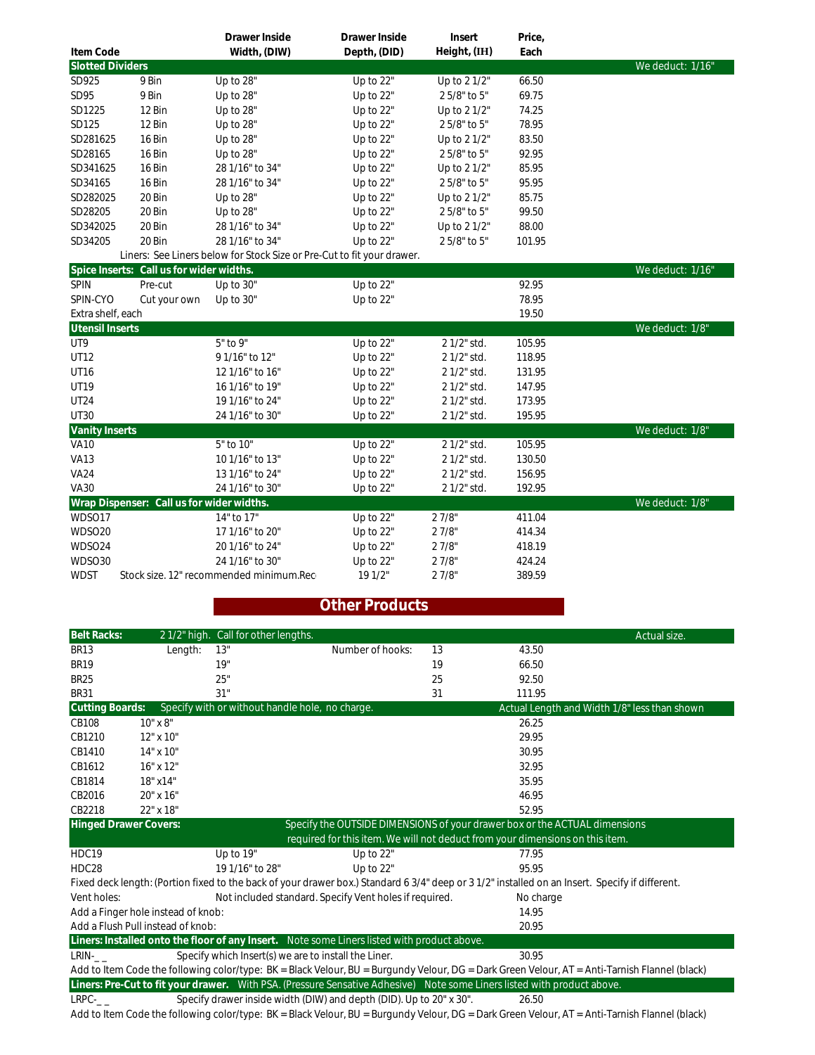| Item Code | | Drawer Inside Width, (DIW) | Drawer Inside Depth, (DID) | Insert Height, (IH) | Price, Each | |
|---|---|---|---|---|---|---|
| **Slotted Dividers** | | | | | | We deduct: 1/16" |
| SD925 | 9 Bin | Up to 28" | Up to 22" | Up to 2 1/2" | 66.50 | |
| SD95 | 9 Bin | Up to 28" | Up to 22" | 2 5/8" to 5" | 69.75 | |
| SD1225 | 12 Bin | Up to 28" | Up to 22" | Up to 2 1/2" | 74.25 | |
| SD125 | 12 Bin | Up to 28" | Up to 22" | 2 5/8" to 5" | 78.95 | |
| SD281625 | 16 Bin | Up to 28" | Up to 22" | Up to 2 1/2" | 83.50 | |
| SD28165 | 16 Bin | Up to 28" | Up to 22" | 2 5/8" to 5" | 92.95 | |
| SD341625 | 16 Bin | 28 1/16" to 34" | Up to 22" | Up to 2 1/2" | 85.95 | |
| SD34165 | 16 Bin | 28 1/16" to 34" | Up to 22" | 2 5/8" to 5" | 95.95 | |
| SD282025 | 20 Bin | Up to 28" | Up to 22" | Up to 2 1/2" | 85.75 | |
| SD28205 | 20 Bin | Up to 28" | Up to 22" | 2 5/8" to 5" | 99.50 | |
| SD342025 | 20 Bin | 28 1/16" to 34" | Up to 22" | Up to 2 1/2" | 88.00 | |
| SD34205 | 20 Bin | 28 1/16" to 34" | Up to 22" | 2 5/8" to 5" | 101.95 | |
| | Liners: See Liners below for Stock Size or Pre-Cut to fit your drawer. | | | | | |
| **Spice Inserts: Call us for wider widths.** | | | | | | We deduct: 1/16" |
| SPIN | Pre-cut | Up to 30" | Up to 22" | | 92.95 | |
| SPIN-CYO | Cut your own | Up to 30" | Up to 22" | | 78.95 | |
| Extra shelf, each | | | | | 19.50 | |
| **Utensil Inserts** | | | | | | We deduct: 1/8" |
| UT9 | | 5" to 9" | Up to 22" | 2 1/2" std. | 105.95 | |
| UT12 | | 9 1/16" to 12" | Up to 22" | 2 1/2" std. | 118.95 | |
| UT16 | | 12 1/16" to 16" | Up to 22" | 2 1/2" std. | 131.95 | |
| UT19 | | 16 1/16" to 19" | Up to 22" | 2 1/2" std. | 147.95 | |
| UT24 | | 19 1/16" to 24" | Up to 22" | 2 1/2" std. | 173.95 | |
| UT30 | | 24 1/16" to 30" | Up to 22" | 2 1/2" std. | 195.95 | |
| **Vanity Inserts** | | | | | | We deduct: 1/8" |
| VA10 | | 5" to 10" | Up to 22" | 2 1/2" std. | 105.95 | |
| VA13 | | 10 1/16" to 13" | Up to 22" | 2 1/2" std. | 130.50 | |
| VA24 | | 13 1/16" to 24" | Up to 22" | 2 1/2" std. | 156.95 | |
| VA30 | | 24 1/16" to 30" | Up to 22" | 2 1/2" std. | 192.95 | |
| **Wrap Dispenser: Call us for wider widths.** | | | | | | We deduct: 1/8" |
| WDSO17 | | 14" to 17" | Up to 22" | 2 7/8" | 411.04 | |
| WDSO20 | | 17 1/16" to 20" | Up to 22" | 2 7/8" | 414.34 | |
| WDSO24 | | 20 1/16" to 24" | Up to 22" | 2 7/8" | 418.19 | |
| WDSO30 | | 24 1/16" to 30" | Up to 22" | 2 7/8" | 424.24 | |
| WDST | Stock size. 12" recommended minimum.Rec | | 19 1/2" | 2 7/8" | 389.59 | |

## Other Products

| | | | | | | |
|---|---|---|---|---|---|---|
| **Belt Racks:** | 2 1/2" high. Call for other lengths. | | | | | Actual size. |
| BR13 | Length: | 13" | Number of hooks: | 13 | 43.50 | |
| BR19 | | 19" | | 19 | 66.50 | |
| BR25 | | 25" | | 25 | 92.50 | |
| BR31 | | 31" | | 31 | 111.95 | |
| **Cutting Boards:** | Specify with or without handle hole, no charge. | | | | Actual Length and Width 1/8" less than shown | |
| CB108 | 10" x 8" | | | | 26.25 | |
| CB1210 | 12" x 10" | | | | 29.95 | |
| CB1410 | 14" x 10" | | | | 30.95 | |
| CB1612 | 16" x 12" | | | | 32.95 | |
| CB1814 | 18" x14" | | | | 35.95 | |
| CB2016 | 20" x 16" | | | | 46.95 | |
| CB2218 | 22" x 18" | | | | 52.95 | |
| **Hinged Drawer Covers:** | | | Specify the OUTSIDE DIMENSIONS of your drawer box or the ACTUAL dimensions required for this item. We will not deduct from your dimensions on this item. | | | |
| HDC19 | | Up to 19" | Up to 22" | | 77.95 | |
| HDC28 | | 19 1/16" to 28" | Up to 22" | | 95.95 | |
| Fixed deck length: (Portion fixed to the back of your drawer box.) Standard 6 3/4" deep or 3 1/2" installed on an Insert. Specify if different. | | | | | | |
| Vent holes: | | Not included standard. Specify Vent holes if required. | | | No charge | |
| Add a Finger hole instead of knob: | | | | | 14.95 | |
| Add a Flush Pull instead of knob: | | | | | 20.95 | |
| **Liners: Installed onto the floor of any Insert.** Note some Liners listed with product above. | | | | | | |
| LRIN-_ _ | Specify which Insert(s) we are to install the Liner. | | | | 30.95 | |
| Add to Item Code the following color/type: BK = Black Velour, BU = Burgundy Velour, DG = Dark Green Velour, AT = Anti-Tarnish Flannel (black) | | | | | | |
| **Liners: Pre-Cut to fit your drawer.** With PSA. (Pressure Sensative Adhesive) Note some Liners listed with product above. | | | | | | |
| LRPC-_ _ | Specify drawer inside width (DIW) and depth (DID). Up to 20" x 30". | | | | 26.50 | |
| Add to Item Code the following color/type: BK = Black Velour, BU = Burgundy Velour, DG = Dark Green Velour, AT = Anti-Tarnish Flannel (black) | | | | | | |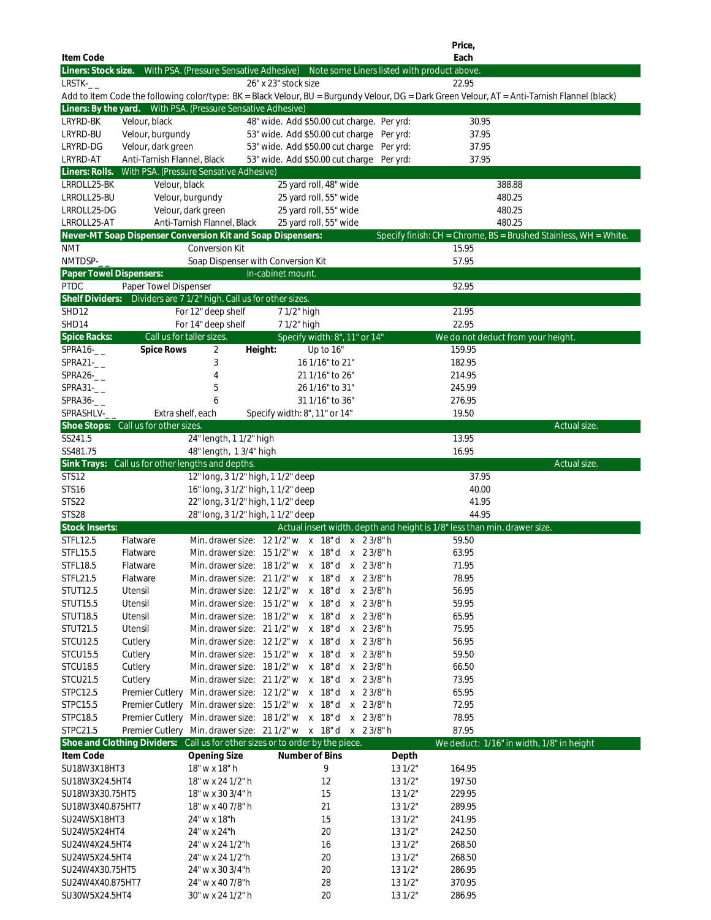| Item Code | | | | | Price, Each |
|---|---|---|---|---|---|
| **Liners: Stock size.** With PSA. (Pressure Sensative Adhesive) Note some Liners listed with product above. | | | | | |
| LRSTK-_ _ | | 26" x 23" stock size | | | 22.95 |
| Add to Item Code the following color/type: BK = Black Velour, BU = Burgundy Velour, DG = Dark Green Velour, AT = Anti-Tarnish Flannel (black) | | | | | |
| **Liners: By the yard.** With PSA. (Pressure Sensative Adhesive) | | | | | |
| LRYRD-BK | Velour, black | 48" wide. Add $50.00 cut charge. | Per yrd: | | 30.95 |
| LRYRD-BU | Velour, burgundy | 53" wide. Add $50.00 cut charge | Per yrd: | | 37.95 |
| LRYRD-DG | Velour, dark green | 53" wide. Add $50.00 cut charge | Per yrd: | | 37.95 |
| LRYRD-AT | Anti-Tarnish Flannel, Black | 53" wide. Add $50.00 cut charge | Per yrd: | | 37.95 |
| **Liners: Rolls.** With PSA. (Pressure Sensative Adhesive) | | | | | |
| LRROLL25-BK | Velour, black | 25 yard roll, 48" wide | | | 388.88 |
| LRROLL25-BU | Velour, burgundy | 25 yard roll, 55" wide | | | 480.25 |
| LRROLL25-DG | Velour, dark green | 25 yard roll, 55" wide | | | 480.25 |
| LRROLL25-AT | Anti-Tarnish Flannel, Black | 25 yard roll, 55" wide | | | 480.25 |
| **Never-MT Soap Dispenser Conversion Kit and Soap Dispensers:** | | | | | Specify finish: CH = Chrome, BS = Brushed Stainless, WH = White. |
| NMT | Conversion Kit | | | | 15.95 |
| NMTDSP-_ _ | Soap Dispenser with Conversion Kit | | | | 57.95 |
| **Paper Towel Dispensers:** | | In-cabinet mount. | | | |
| PTDC | Paper Towel Dispenser | | | | 92.95 |
| **Shelf Dividers:** Dividers are 7 1/2" high. Call us for other sizes. | | | | | |
| SHD12 | For 12" deep shelf | 7 1/2" high | | | 21.95 |
| SHD14 | For 14" deep shelf | 7 1/2" high | | | 22.95 |
| **Spice Racks:** | Call us for taller sizes. | Specify width: 8", 11" or 14" | | | We do not deduct from your height. |
| SPRA16-_ _ | **Spice Rows** 2 | **Height:** Up to 16" | | | 159.95 |
| SPRA21-_ _ | 3 | 16 1/16" to 21" | | | 182.95 |
| SPRA26-_ _ | 4 | 21 1/16" to 26" | | | 214.95 |
| SPRA31-_ _ | 5 | 26 1/16" to 31" | | | 245.99 |
| SPRA36-_ _ | 6 | 31 1/16" to 36" | | | 276.95 |
| SPRASHLV-_ _ | Extra shelf, each | Specify width: 8", 11" or 14" | | | 19.50 |
| **Shoe Stops:** Call us for other sizes. | | | | | Actual size. |
| SS241.5 | 24" length, 1 1/2" high | | | | 13.95 |
| SS481.75 | 48" length, 1 3/4" high | | | | 16.95 |
| **Sink Trays:** Call us for other lengths and depths. | | | | | Actual size. |
| STS12 | 12" long, 3 1/2" high, 1 1/2" deep | | | | 37.95 |
| STS16 | 16" long, 3 1/2" high, 1 1/2" deep | | | | 40.00 |
| STS22 | 22" long, 3 1/2" high, 1 1/2" deep | | | | 41.95 |
| STS28 | 28" long, 3 1/2" high, 1 1/2" deep | | | | 44.95 |
| **Stock Inserts:** | | Actual insert width, depth and height is 1/8" less than min. drawer size. | | | |
| STFL12.5 | Flatware | Min. drawer size: 12 1/2" w x 18" d x 2 3/8" h | | | 59.50 |
| STFL15.5 | Flatware | Min. drawer size: 15 1/2" w x 18" d x 2 3/8" h | | | 63.95 |
| STFL18.5 | Flatware | Min. drawer size: 18 1/2" w x 18" d x 2 3/8" h | | | 71.95 |
| STFL21.5 | Flatware | Min. drawer size: 21 1/2" w x 18" d x 2 3/8" h | | | 78.95 |
| STUT12.5 | Utensil | Min. drawer size: 12 1/2" w x 18" d x 2 3/8" h | | | 56.95 |
| STUT15.5 | Utensil | Min. drawer size: 15 1/2" w x 18" d x 2 3/8" h | | | 59.95 |
| STUT18.5 | Utensil | Min. drawer size: 18 1/2" w x 18" d x 2 3/8" h | | | 65.95 |
| STUT21.5 | Utensil | Min. drawer size: 21 1/2" w x 18" d x 2 3/8" h | | | 75.95 |
| STCU12.5 | Cutlery | Min. drawer size: 12 1/2" w x 18" d x 2 3/8" h | | | 56.95 |
| STCU15.5 | Cutlery | Min. drawer size: 15 1/2" w x 18" d x 2 3/8" h | | | 59.50 |
| STCU18.5 | Cutlery | Min. drawer size: 18 1/2" w x 18" d x 2 3/8" h | | | 66.50 |
| STCU21.5 | Cutlery | Min. drawer size: 21 1/2" w x 18" d x 2 3/8" h | | | 73.95 |
| STPC12.5 | Premier Cutlery | Min. drawer size: 12 1/2" w x 18" d x 2 3/8" h | | | 65.95 |
| STPC15.5 | Premier Cutlery | Min. drawer size: 15 1/2" w x 18" d x 2 3/8" h | | | 72.95 |
| STPC18.5 | Premier Cutlery | Min. drawer size: 18 1/2" w x 18" d x 2 3/8" h | | | 78.95 |
| STPC21.5 | Premier Cutlery | Min. drawer size: 21 1/2" w x 18" d x 2 3/8" h | | | 87.95 |
| **Shoe and Clothing Dividers:** Call us for other sizes or to order by the piece. | | | | | We deduct: 1/16" in width, 1/8" in height |
| **Item Code** | **Opening Size** | **Number of Bins** | **Depth** | | |
| SU18W3X18HT3 | 18" w x 18" h | 9 | 13 1/2" | | 164.95 |
| SU18W3X24.5HT4 | 18" w x 24 1/2" h | 12 | 13 1/2" | | 197.50 |
| SU18W3X30.75HT5 | 18" w x 30 3/4" h | 15 | 13 1/2" | | 229.95 |
| SU18W3X40.875HT7 | 18" w x 40 7/8" h | 21 | 13 1/2" | | 289.95 |
| SU24W5X18HT3 | 24" w x 18"h | 15 | 13 1/2" | | 241.95 |
| SU24W5X24HT4 | 24" w x 24"h | 20 | 13 1/2" | | 242.50 |
| SU24W4X24.5HT4 | 24" w x 24 1/2"h | 16 | 13 1/2" | | 268.50 |
| SU24W5X24.5HT4 | 24" w x 24 1/2"h | 20 | 13 1/2" | | 268.50 |
| SU24W4X30.75HT5 | 24" w x 30 3/4"h | 20 | 13 1/2" | | 286.95 |
| SU24W4X40.875HT7 | 24" w x 40 7/8"h | 28 | 13 1/2" | | 370.95 |
| SU30W5X24.5HT4 | 30" w x 24 1/2" h | 20 | 13 1/2" | | 286.95 |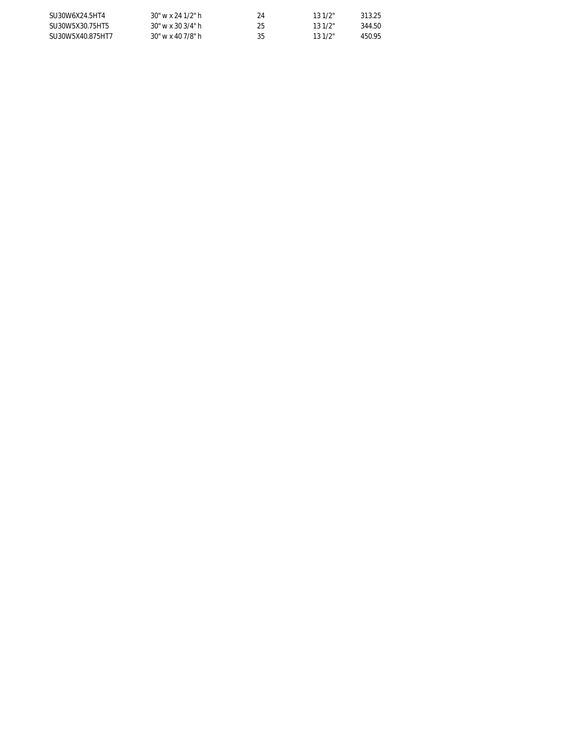| | | | | |
|---|---|---|---|---|
| SU30W6X24.5HT4 | 30" w x 24 1/2" h | 24 | 13 1/2" | 313.25 |
| SU30W5X30.75HT5 | 30" w x 30 3/4" h | 25 | 13 1/2" | 344.50 |
| SU30W5X40.875HT7 | 30" w x 40 7/8" h | 35 | 13 1/2" | 450.95 |